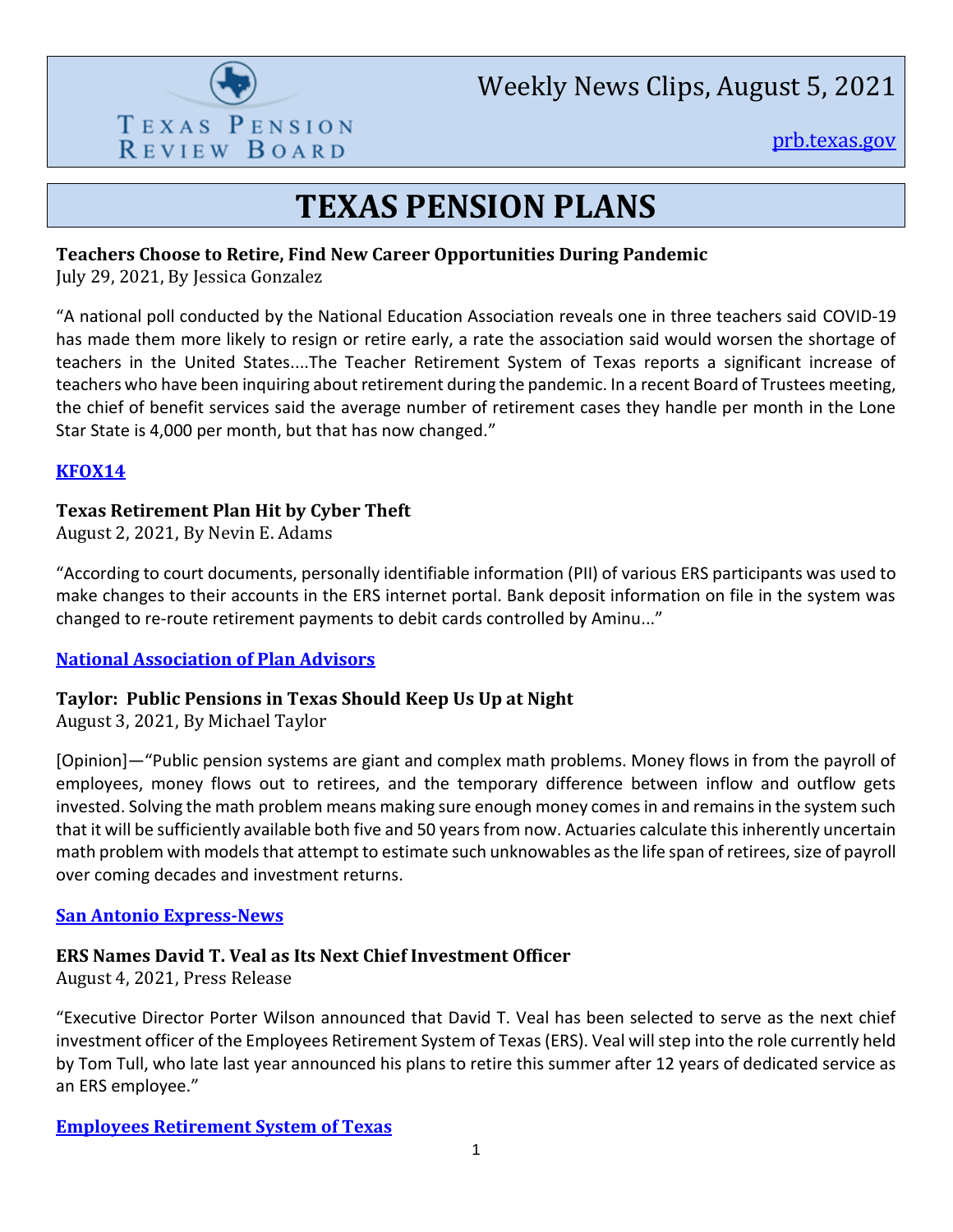Texas Pension Review Board

Weekly News Clips, August 5, 2021

prb.texas.gov

# TEXAS PENSION PLANS

**Teachers Choose to Retire, Find New Career Opportunities During Pandemic**
July 29, 2021, By Jessica Gonzalez

"A national poll conducted by the National Education Association reveals one in three teachers said COVID-19 has made them more likely to resign or retire early, a rate the association said would worsen the shortage of teachers in the United States....The Teacher Retirement System of Texas reports a significant increase of teachers who have been inquiring about retirement during the pandemic. In a recent Board of Trustees meeting, the chief of benefit services said the average number of retirement cases they handle per month in the Lone Star State is 4,000 per month, but that has now changed."

**KFOX14**

**Texas Retirement Plan Hit by Cyber Theft**
August 2, 2021, By Nevin E. Adams

"According to court documents, personally identifiable information (PII) of various ERS participants was used to make changes to their accounts in the ERS internet portal. Bank deposit information on file in the system was changed to re-route retirement payments to debit cards controlled by Aminu..."

**National Association of Plan Advisors**

**Taylor: Public Pensions in Texas Should Keep Us Up at Night**
August 3, 2021, By Michael Taylor

[Opinion]—"Public pension systems are giant and complex math problems. Money flows in from the payroll of employees, money flows out to retirees, and the temporary difference between inflow and outflow gets invested. Solving the math problem means making sure enough money comes in and remains in the system such that it will be sufficiently available both five and 50 years from now. Actuaries calculate this inherently uncertain math problem with models that attempt to estimate such unknowables as the life span of retirees, size of payroll over coming decades and investment returns.

**San Antonio Express-News**

**ERS Names David T. Veal as Its Next Chief Investment Officer**
August 4, 2021, Press Release

"Executive Director Porter Wilson announced that David T. Veal has been selected to serve as the next chief investment officer of the Employees Retirement System of Texas (ERS). Veal will step into the role currently held by Tom Tull, who late last year announced his plans to retire this summer after 12 years of dedicated service as an ERS employee."

**Employees Retirement System of Texas**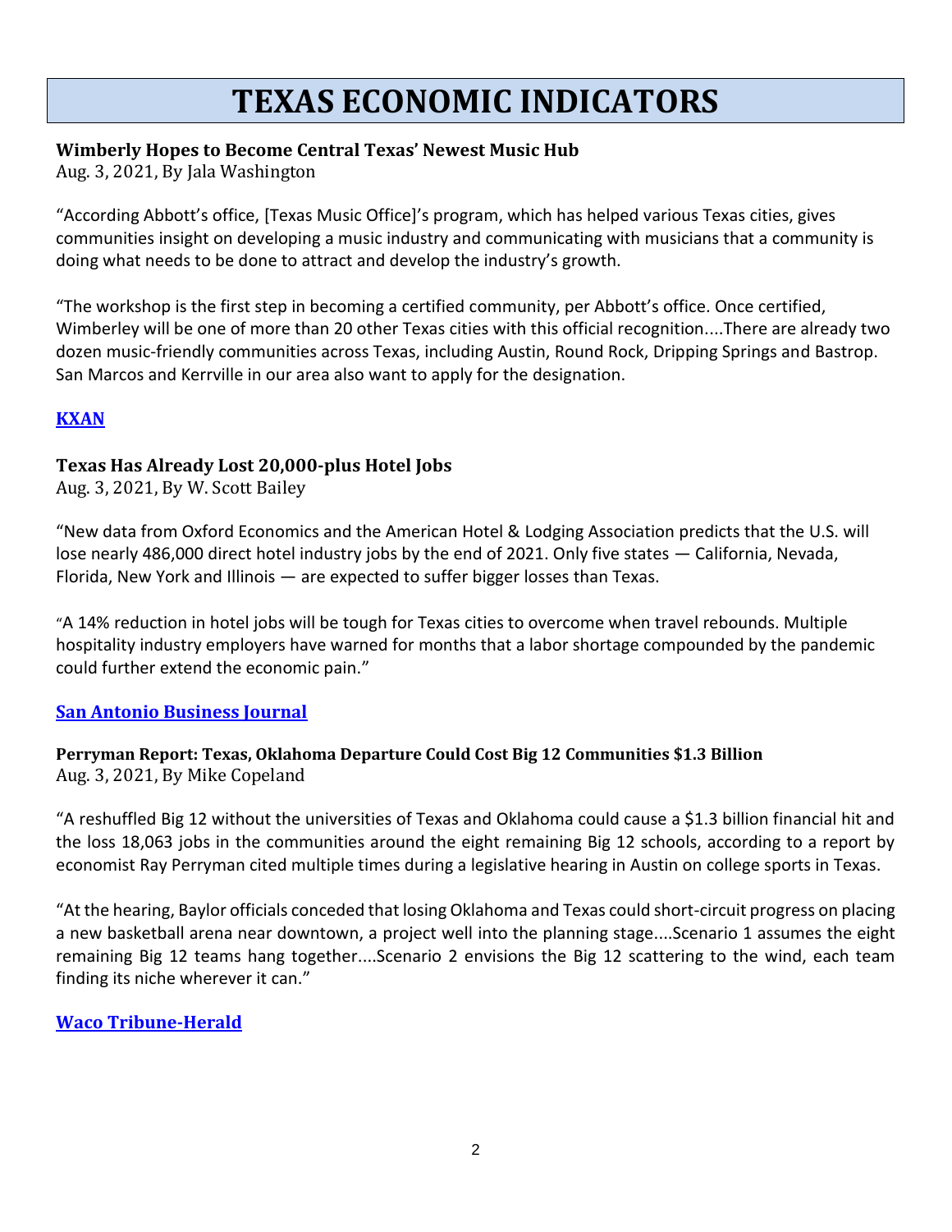# TEXAS ECONOMIC INDICATORS

**Wimberly Hopes to Become Central Texas' Newest Music Hub**
Aug. 3, 2021, By Jala Washington

"According Abbott's office, [Texas Music Office]'s program, which has helped various Texas cities, gives communities insight on developing a music industry and communicating with musicians that a community is doing what needs to be done to attract and develop the industry's growth.

"The workshop is the first step in becoming a certified community, per Abbott's office. Once certified, Wimberley will be one of more than 20 other Texas cities with this official recognition....There are already two dozen music-friendly communities across Texas, including Austin, Round Rock, Dripping Springs and Bastrop. San Marcos and Kerrville in our area also want to apply for the designation.

**KXAN**

**Texas Has Already Lost 20,000-plus Hotel Jobs**
Aug. 3, 2021, By W. Scott Bailey

"New data from Oxford Economics and the American Hotel & Lodging Association predicts that the U.S. will lose nearly 486,000 direct hotel industry jobs by the end of 2021. Only five states — California, Nevada, Florida, New York and Illinois — are expected to suffer bigger losses than Texas.

"A 14% reduction in hotel jobs will be tough for Texas cities to overcome when travel rebounds. Multiple hospitality industry employers have warned for months that a labor shortage compounded by the pandemic could further extend the economic pain."

**San Antonio Business Journal**

**Perryman Report: Texas, Oklahoma Departure Could Cost Big 12 Communities $1.3 Billion**
Aug. 3, 2021, By Mike Copeland

"A reshuffled Big 12 without the universities of Texas and Oklahoma could cause a $1.3 billion financial hit and the loss 18,063 jobs in the communities around the eight remaining Big 12 schools, according to a report by economist Ray Perryman cited multiple times during a legislative hearing in Austin on college sports in Texas.

"At the hearing, Baylor officials conceded that losing Oklahoma and Texas could short-circuit progress on placing a new basketball arena near downtown, a project well into the planning stage....Scenario 1 assumes the eight remaining Big 12 teams hang together....Scenario 2 envisions the Big 12 scattering to the wind, each team finding its niche wherever it can."

**Waco Tribune-Herald**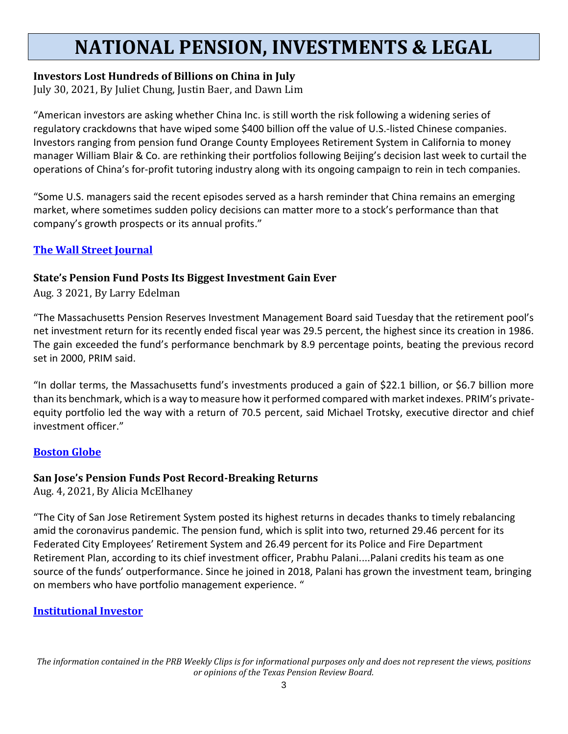# NATIONAL PENSION, INVESTMENTS & LEGAL

**Investors Lost Hundreds of Billions on China in July**
July 30, 2021, By Juliet Chung, Justin Baer, and Dawn Lim

"American investors are asking whether China Inc. is still worth the risk following a widening series of regulatory crackdowns that have wiped some $400 billion off the value of U.S.-listed Chinese companies. Investors ranging from pension fund Orange County Employees Retirement System in California to money manager William Blair & Co. are rethinking their portfolios following Beijing's decision last week to curtail the operations of China's for-profit tutoring industry along with its ongoing campaign to rein in tech companies.

"Some U.S. managers said the recent episodes served as a harsh reminder that China remains an emerging market, where sometimes sudden policy decisions can matter more to a stock's performance than that company's growth prospects or its annual profits."

**The Wall Street Journal**

**State's Pension Fund Posts Its Biggest Investment Gain Ever**
Aug. 3 2021, By Larry Edelman

"The Massachusetts Pension Reserves Investment Management Board said Tuesday that the retirement pool's net investment return for its recently ended fiscal year was 29.5 percent, the highest since its creation in 1986. The gain exceeded the fund's performance benchmark by 8.9 percentage points, beating the previous record set in 2000, PRIM said.

"In dollar terms, the Massachusetts fund's investments produced a gain of $22.1 billion, or $6.7 billion more than its benchmark, which is a way to measure how it performed compared with market indexes. PRIM's private-equity portfolio led the way with a return of 70.5 percent, said Michael Trotsky, executive director and chief investment officer."

**Boston Globe**

**San Jose's Pension Funds Post Record-Breaking Returns**
Aug. 4, 2021, By Alicia McElhaney

"The City of San Jose Retirement System posted its highest returns in decades thanks to timely rebalancing amid the coronavirus pandemic. The pension fund, which is split into two, returned 29.46 percent for its Federated City Employees' Retirement System and 26.49 percent for its Police and Fire Department Retirement Plan, according to its chief investment officer, Prabhu Palani....Palani credits his team as one source of the funds' outperformance. Since he joined in 2018, Palani has grown the investment team, bringing on members who have portfolio management experience. "

**Institutional Investor**

*The information contained in the PRB Weekly Clips is for informational purposes only and does not represent the views, positions or opinions of the Texas Pension Review Board.*